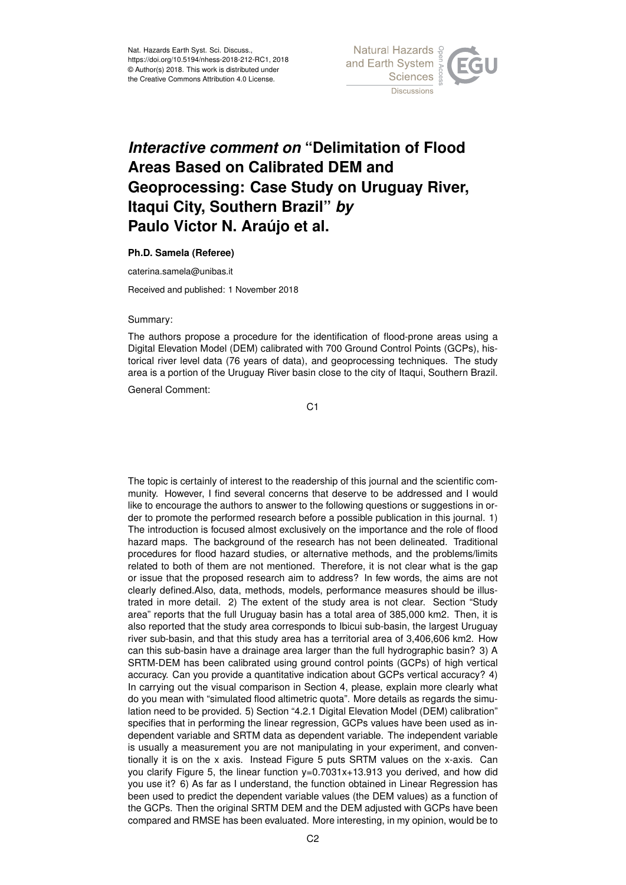# *Interactive comment on* "Delimitation of Flood Areas Based on Calibrated DEM and Geoprocessing: Case Study on Uruguay River, Itaqui City, Southern Brazil" *by* Paulo Victor N. Araújo et al.

**Ph.D. Samela (Referee)**

caterina.samela@unibas.it

Received and published: 1 November 2018

Summary:

The authors propose a procedure for the identification of flood-prone areas using a Digital Elevation Model (DEM) calibrated with 700 Ground Control Points (GCPs), historical river level data (76 years of data), and geoprocessing techniques. The study area is a portion of the Uruguay River basin close to the city of Itaqui, Southern Brazil.

General Comment:

The topic is certainly of interest to the readership of this journal and the scientific community. However, I find several concerns that deserve to be addressed and I would like to encourage the authors to answer to the following questions or suggestions in order to promote the performed research before a possible publication in this journal. 1) The introduction is focused almost exclusively on the importance and the role of flood hazard maps. The background of the research has not been delineated. Traditional procedures for flood hazard studies, or alternative methods, and the problems/limits related to both of them are not mentioned. Therefore, it is not clear what is the gap or issue that the proposed research aim to address? In few words, the aims are not clearly defined.Also, data, methods, models, performance measures should be illustrated in more detail. 2) The extent of the study area is not clear. Section "Study area" reports that the full Uruguay basin has a total area of 385,000 km2. Then, it is also reported that the study area corresponds to Ibicui sub-basin, the largest Uruguay river sub-basin, and that this study area has a territorial area of 3,406,606 km2. How can this sub-basin have a drainage area larger than the full hydrographic basin? 3) A SRTM-DEM has been calibrated using ground control points (GCPs) of high vertical accuracy. Can you provide a quantitative indication about GCPs vertical accuracy? 4) In carrying out the visual comparison in Section 4, please, explain more clearly what do you mean with "simulated flood altimetric quota". More details as regards the simulation need to be provided. 5) Section "4.2.1 Digital Elevation Model (DEM) calibration" specifies that in performing the linear regression, GCPs values have been used as independent variable and SRTM data as dependent variable. The independent variable is usually a measurement you are not manipulating in your experiment, and conventionally it is on the x axis. Instead Figure 5 puts SRTM values on the x-axis. Can you clarify Figure 5, the linear function $y=0.7031x+13.913$ you derived, and how did you use it? 6) As far as I understand, the function obtained in Linear Regression has been used to predict the dependent variable values (the DEM values) as a function of the GCPs. Then the original SRTM DEM and the DEM adjusted with GCPs have been compared and RMSE has been evaluated. More interesting, in my opinion, would be to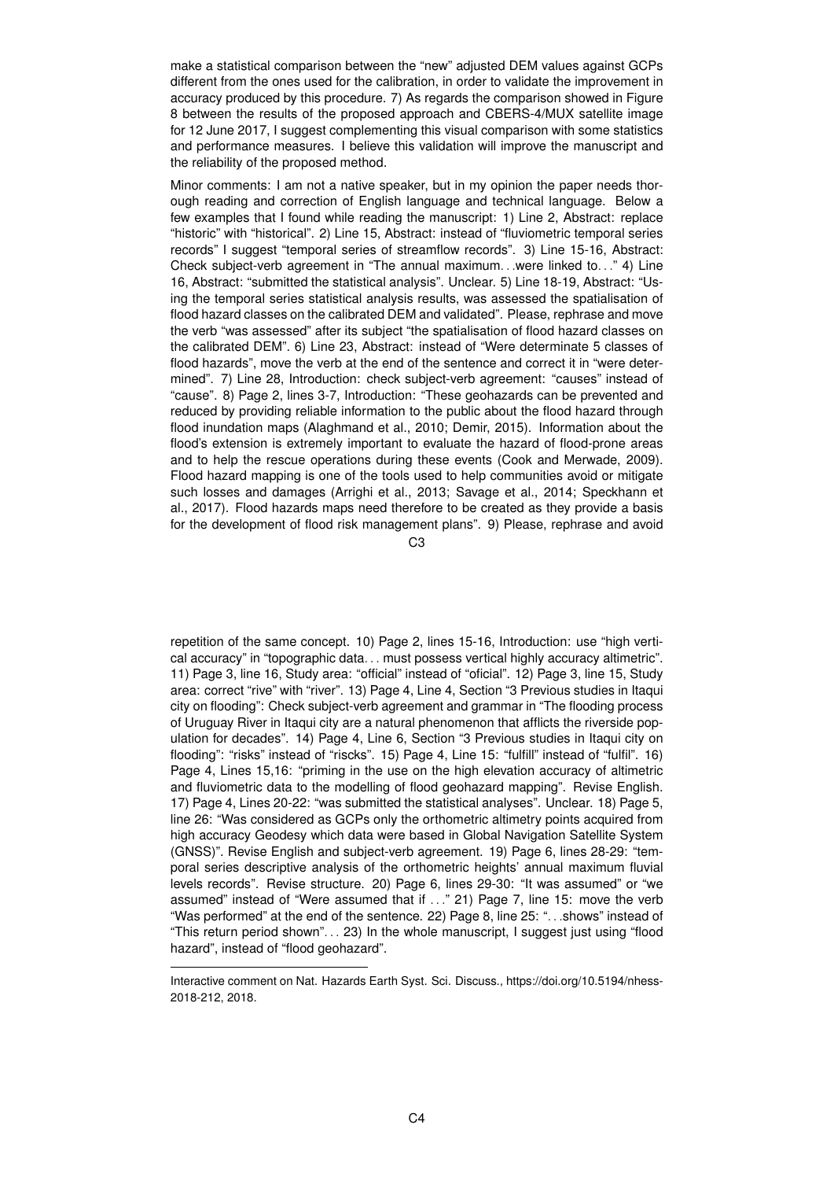make a statistical comparison between the "new" adjusted DEM values against GCPs different from the ones used for the calibration, in order to validate the improvement in accuracy produced by this procedure. 7) As regards the comparison showed in Figure 8 between the results of the proposed approach and CBERS-4/MUX satellite image for 12 June 2017, I suggest complementing this visual comparison with some statistics and performance measures. I believe this validation will improve the manuscript and the reliability of the proposed method.

Minor comments: I am not a native speaker, but in my opinion the paper needs thorough reading and correction of English language and technical language. Below a few examples that I found while reading the manuscript: 1) Line 2, Abstract: replace "historic" with "historical". 2) Line 15, Abstract: instead of "fluviometric temporal series records" I suggest "temporal series of streamflow records". 3) Line 15-16, Abstract: Check subject-verb agreement in "The annual maximum. . .were linked to. . ." 4) Line 16, Abstract: "submitted the statistical analysis". Unclear. 5) Line 18-19, Abstract: "Using the temporal series statistical analysis results, was assessed the spatialisation of flood hazard classes on the calibrated DEM and validated". Please, rephrase and move the verb "was assessed" after its subject "the spatialisation of flood hazard classes on the calibrated DEM". 6) Line 23, Abstract: instead of "Were determinate 5 classes of flood hazards", move the verb at the end of the sentence and correct it in "were determined". 7) Line 28, Introduction: check subject-verb agreement: "causes" instead of "cause". 8) Page 2, lines 3-7, Introduction: "These geohazards can be prevented and reduced by providing reliable information to the public about the flood hazard through flood inundation maps (Alaghmand et al., 2010; Demir, 2015). Information about the flood's extension is extremely important to evaluate the hazard of flood-prone areas and to help the rescue operations during these events (Cook and Merwade, 2009). Flood hazard mapping is one of the tools used to help communities avoid or mitigate such losses and damages (Arrighi et al., 2013; Savage et al., 2014; Speckhann et al., 2017). Flood hazards maps need therefore to be created as they provide a basis for the development of flood risk management plans". 9) Please, rephrase and avoid repetition of the same concept. 10) Page 2, lines 15-16, Introduction: use "high vertical accuracy" in "topographic data. . . must possess vertical highly accuracy altimetric". 11) Page 3, line 16, Study area: "official" instead of "oficial". 12) Page 3, line 15, Study area: correct "rive" with "river". 13) Page 4, Line 4, Section "3 Previous studies in Itaqui city on flooding": Check subject-verb agreement and grammar in "The flooding process of Uruguay River in Itaqui city are a natural phenomenon that afflicts the riverside population for decades". 14) Page 4, Line 6, Section "3 Previous studies in Itaqui city on flooding": "risks" instead of "riscks". 15) Page 4, Line 15: "fulfill" instead of "fulfil". 16) Page 4, Lines 15,16: "priming in the use on the high elevation accuracy of altimetric and fluviometric data to the modelling of flood geohazard mapping". Revise English. 17) Page 4, Lines 20-22: "was submitted the statistical analyses". Unclear. 18) Page 5, line 26: "Was considered as GCPs only the orthometric altimetry points acquired from high accuracy Geodesy which data were based in Global Navigation Satellite System (GNSS)". Revise English and subject-verb agreement. 19) Page 6, lines 28-29: "temporal series descriptive analysis of the orthometric heights' annual maximum fluvial levels records". Revise structure. 20) Page 6, lines 29-30: "It was assumed" or "we assumed" instead of "Were assumed that if . . ." 21) Page 7, line 15: move the verb "Was performed" at the end of the sentence. 22) Page 8, line 25: ". . .shows" instead of "This return period shown". . . 23) In the whole manuscript, I suggest just using "flood hazard", instead of "flood geohazard".

---

Interactive comment on Nat. Hazards Earth Syst. Sci. Discuss., https://doi.org/10.5194/nhess-2018-212, 2018.